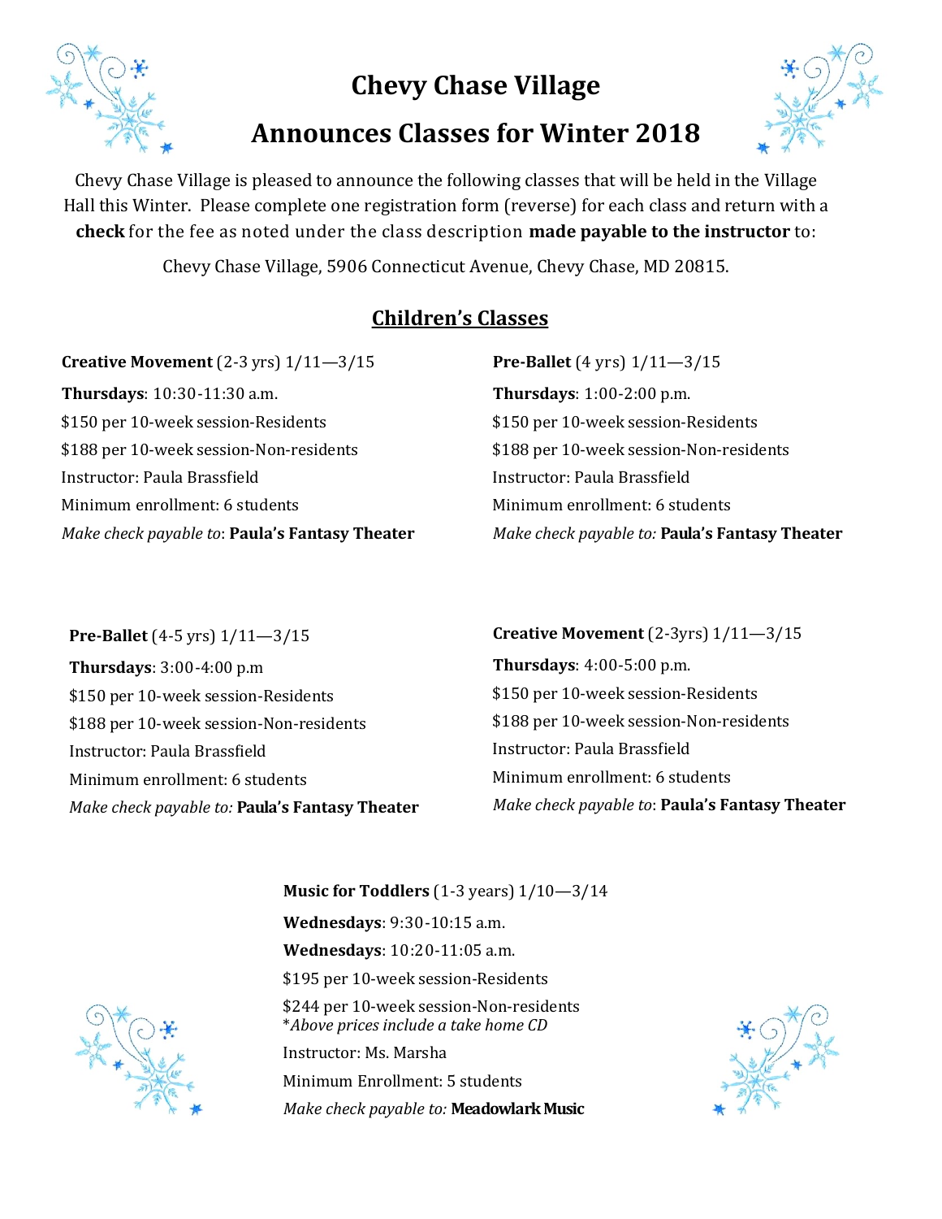# Chevy Chase Village

# Announces Classes for Winter 2018

Chevy Chase Village is pleased to announce the following classes that will be held in the Village Hall this Winter. Please complete one registration form (reverse) for each class and return with a **check** for the fee as noted under the class description **made payable to the instructor** to:

Chevy Chase Village, 5906 Connecticut Avenue, Chevy Chase, MD 20815.

## Children's Classes

**Creative Movement** (2-3 yrs) 1/11—3/15

**Thursdays**: 10:30-11:30 a.m.

$150 per 10-week session-Residents

$188 per 10-week session-Non-residents

Instructor: Paula Brassfield

Minimum enrollment: 6 students

*Make check payable to*: **Paula's Fantasy Theater**

**Pre-Ballet** (4 yrs) 1/11—3/15

**Thursdays**: 1:00-2:00 p.m.

$150 per 10-week session-Residents

$188 per 10-week session-Non-residents

Instructor: Paula Brassfield

Minimum enrollment: 6 students

*Make check payable to:* **Paula's Fantasy Theater**

**Pre-Ballet** (4-5 yrs) 1/11—3/15

**Thursdays**: 3:00-4:00 p.m

$150 per 10-week session-Residents

$188 per 10-week session-Non-residents

Instructor: Paula Brassfield

Minimum enrollment: 6 students

*Make check payable to:* **Paula's Fantasy Theater**

**Creative Movement** (2-3yrs) 1/11—3/15

**Thursdays**: 4:00-5:00 p.m.

$150 per 10-week session-Residents

$188 per 10-week session-Non-residents

Instructor: Paula Brassfield

Minimum enrollment: 6 students

*Make check payable to*: **Paula's Fantasy Theater**

**Music for Toddlers** (1-3 years) 1/10—3/14

**Wednesdays**: 9:30-10:15 a.m.

**Wednesdays**: 10:20-11:05 a.m.

$195 per 10-week session-Residents

$244 per 10-week session-Non-residents
*\*Above prices include a take home CD*

Instructor: Ms. Marsha

Minimum Enrollment: 5 students

*Make check payable to:* **Meadowlark Music**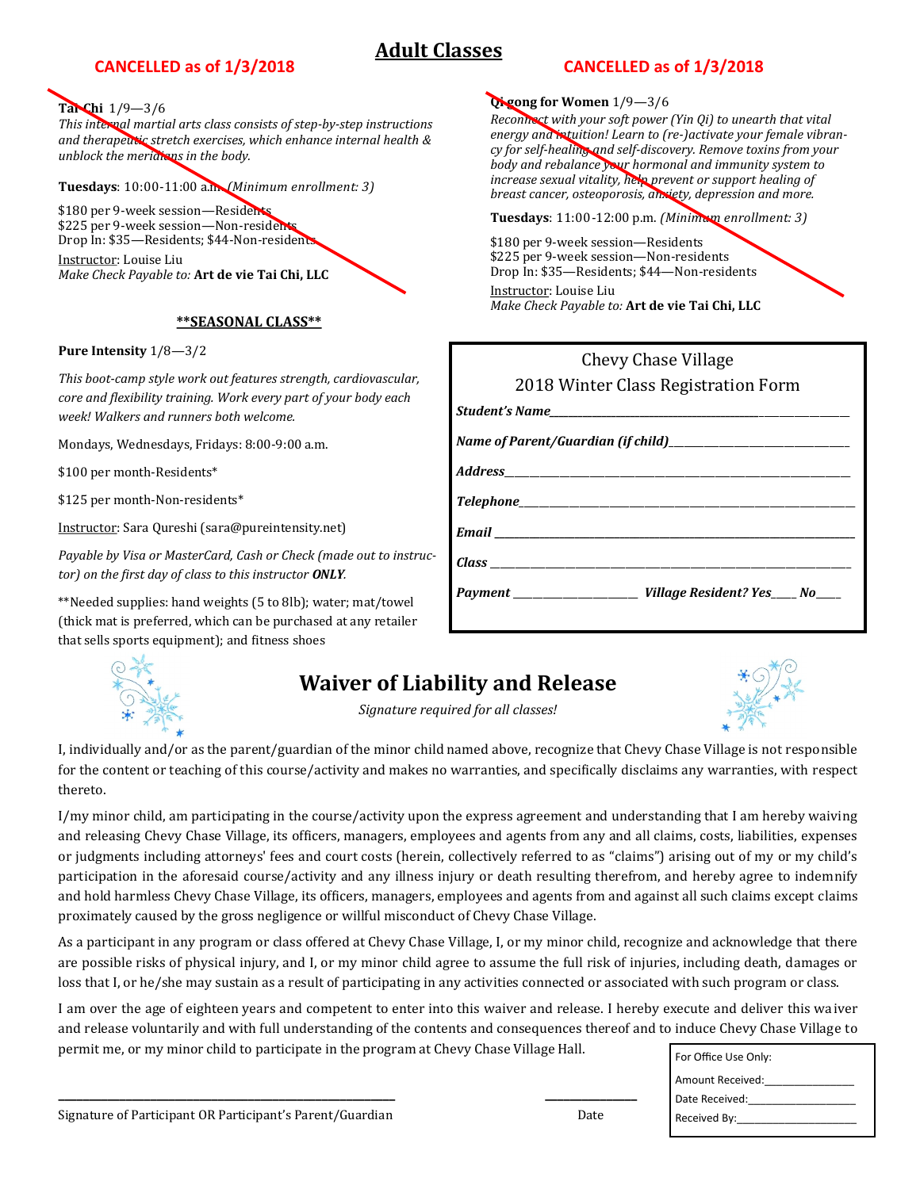# Adult Classes

**CANCELLED as of 1/3/2018**

**Tai Chi** 1/9—3/6

*This internal martial arts class consists of step-by-step instructions and therapeutic stretch exercises, which enhance internal health & unblock the meridians in the body.*

**Tuesdays**: 10:00-11:00 a.m. *(Minimum enrollment: 3)*

$180 per 9-week session—Residents
$225 per 9-week session—Non-residents
Drop In: $35—Residents; $44-Non-residents

Instructor: Louise Liu
*Make Check Payable to:* **Art de vie Tai Chi, LLC**

**CANCELLED as of 1/3/2018**

**Qi gong for Women** 1/9—3/6

*Reconnect with your soft power (Yin Qi) to unearth that vital energy and intuition! Learn to (re-)activate your female vibrancy for self-healing and self-discovery. Remove toxins from your body and rebalance your hormonal and immunity system to increase sexual vitality, help prevent or support healing of breast cancer, osteoporosis, anxiety, depression and more.*

**Tuesdays**: 11:00-12:00 p.m. *(Minimum enrollment: 3)*

$180 per 9-week session—Residents
$225 per 9-week session—Non-residents
Drop In: $35—Residents; $44—Non-residents

Instructor: Louise Liu
*Make Check Payable to:* **Art de vie Tai Chi, LLC**

**\*\*SEASONAL CLASS\*\***

**Pure Intensity** 1/8—3/2

*This boot-camp style work out features strength, cardiovascular, core and flexibility training. Work every part of your body each week! Walkers and runners both welcome.*

Mondays, Wednesdays, Fridays: 8:00-9:00 a.m.

$100 per month-Residents*

$125 per month-Non-residents*

Instructor: Sara Qureshi (sara@pureintensity.net)

*Payable by Visa or MasterCard, Cash or Check (made out to instructor) on the first day of class to this instructor **ONLY**.*

**Needed supplies: hand weights (5 to 8lb); water; mat/towel (thick mat is preferred, which can be purchased at any retailer that sells sports equipment); and fitness shoes

Chevy Chase Village
2018 Winter Class Registration Form

***Student's Name***\_\_\_\_\_\_\_\_\_\_\_\_\_\_\_\_\_\_\_\_\_\_\_\_\_\_\_\_\_\_

***Name of Parent/Guardian (if child)***\_\_\_\_\_\_\_\_\_\_\_\_\_\_\_\_\_\_\_\_

***Address***\_\_\_\_\_\_\_\_\_\_\_\_\_\_\_\_\_\_\_\_\_\_\_\_\_\_\_\_\_\_\_\_\_\_

***Telephone***\_\_\_\_\_\_\_\_\_\_\_\_\_\_\_\_\_\_\_\_\_\_\_\_\_\_\_\_\_\_\_\_

***Email*** \_\_\_\_\_\_\_\_\_\_\_\_\_\_\_\_\_\_\_\_\_\_\_\_\_\_\_\_\_\_\_\_\_\_\_

***Class*** \_\_\_\_\_\_\_\_\_\_\_\_\_\_\_\_\_\_\_\_\_\_\_\_\_\_\_\_\_\_\_\_\_\_\_

***Payment*** \_\_\_\_\_\_\_\_\_\_\_\_ ***Village Resident? Yes\_\_\_\_ No\_\_\_\_***

## Waiver of Liability and Release

*Signature required for all classes!*

I, individually and/or as the parent/guardian of the minor child named above, recognize that Chevy Chase Village is not responsible for the content or teaching of this course/activity and makes no warranties, and specifically disclaims any warranties, with respect thereto.

I/my minor child, am participating in the course/activity upon the express agreement and understanding that I am hereby waiving and releasing Chevy Chase Village, its officers, managers, employees and agents from any and all claims, costs, liabilities, expenses or judgments including attorneys' fees and court costs (herein, collectively referred to as "claims") arising out of my or my child's participation in the aforesaid course/activity and any illness injury or death resulting therefrom, and hereby agree to indemnify and hold harmless Chevy Chase Village, its officers, managers, employees and agents from and against all such claims except claims proximately caused by the gross negligence or willful misconduct of Chevy Chase Village.

As a participant in any program or class offered at Chevy Chase Village, I, or my minor child, recognize and acknowledge that there are possible risks of physical injury, and I, or my minor child agree to assume the full risk of injuries, including death, damages or loss that I, or he/she may sustain as a result of participating in any activities connected or associated with such program or class.

I am over the age of eighteen years and competent to enter into this waiver and release. I hereby execute and deliver this waiver and release voluntarily and with full understanding of the contents and consequences thereof and to induce Chevy Chase Village to permit me, or my minor child to participate in the program at Chevy Chase Village Hall.

\_\_\_\_\_\_\_\_\_\_\_\_\_\_\_\_\_\_\_\_\_\_\_\_\_\_\_\_\_\_\_\_\_\_\_\_ \_\_\_\_\_\_\_\_\_\_\_\_

Signature of Participant OR Participant's Parent/Guardian Date

For Office Use Only:
Amount Received:\_\_\_\_\_\_\_\_\_\_\_\_
Date Received:\_\_\_\_\_\_\_\_\_\_\_\_
Received By:\_\_\_\_\_\_\_\_\_\_\_\_